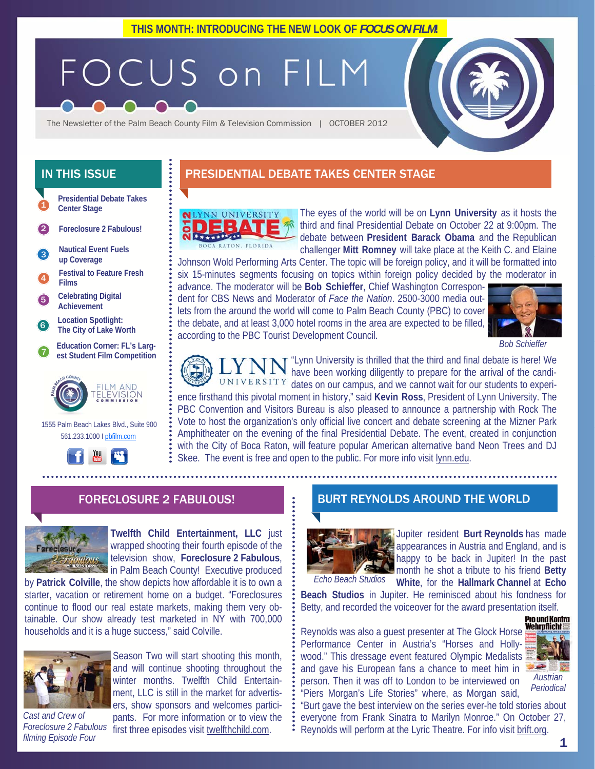THIS MONTH: INTRODUCING THE NEW LOOK OF *FOCUS ON FILM*

# FOCUS on FILM

The Newsletter of the Palm Beach County Film & Television Commission | OCTOBER 2012

## IN THIS ISSUE

1. Presidential Debate Takes Center Stage
2. Foreclosure 2 Fabulous!
3. Nautical Event Fuels up Coverage
4. Festival to Feature Fresh Films
5. Celebrating Digital Achievement
6. Location Spotlight: The City of Lake Worth
7. Education Corner: FL's Largest Student Film Competition

FILM AND TELEVISION COMMISSION

1555 Palm Beach Lakes Blvd., Suite 900
561.233.1000 I pbfilm.com

## PRESIDENTIAL DEBATE TAKES CENTER STAGE

The eyes of the world will be on **Lynn University** as it hosts the third and final Presidential Debate on October 22 at 9:00pm. The debate between **President Barack Obama** and the Republican challenger **Mitt Romney** will take place at the Keith C. and Elaine Johnson Wold Performing Arts Center. The topic will be foreign policy, and it will be formatted into six 15-minutes segments focusing on topics within foreign policy decided by the moderator in advance. The moderator will be **Bob Schieffer**, Chief Washington Correspondent for CBS News and Moderator of *Face the Nation*. 2500-3000 media outlets from the around the world will come to Palm Beach County (PBC) to cover the debate, and at least 3,000 hotel rooms in the area are expected to be filled, according to the PBC Tourist Development Council.

*Bob Schieffer*

"Lynn University is thrilled that the third and final debate is here! We have been working diligently to prepare for the arrival of the candidates on our campus, and we cannot wait for our students to experience firsthand this pivotal moment in history," said **Kevin Ross**, President of Lynn University. The PBC Convention and Visitors Bureau is also pleased to announce a partnership with Rock The Vote to host the organization's only official live concert and debate screening at the Mizner Park Amphitheater on the evening of the final Presidential Debate. The event, created in conjunction with the City of Boca Raton, will feature popular American alternative band Neon Trees and DJ Skee. The event is free and open to the public. For more info visit lynn.edu.

## FORECLOSURE 2 FABULOUS!

**Twelfth Child Entertainment, LLC** just wrapped shooting their fourth episode of the television show, **Foreclosure 2 Fabulous**, in Palm Beach County! Executive produced by **Patrick Colville**, the show depicts how affordable it is to own a starter, vacation or retirement home on a budget. "Foreclosures continue to flood our real estate markets, making them very obtainable. Our show already test marketed in NY with 700,000 households and it is a huge success," said Colville.

Season Two will start shooting this month, and will continue shooting throughout the winter months. Twelfth Child Entertainment, LLC is still in the market for advertisers, show sponsors and welcomes participants. For more information or to view the first three episodes visit twelfthchild.com.

*Cast and Crew of Foreclosure 2 Fabulous filming Episode Four*

## BURT REYNOLDS AROUND THE WORLD

Jupiter resident **Burt Reynolds** has made appearances in Austria and England, and is happy to be back in Jupiter! In the past month he shot a tribute to his friend **Betty White**, for the **Hallmark Channel** at **Echo Beach Studios** in Jupiter. He reminisced about his fondness for Betty, and recorded the voiceover for the award presentation itself.

*Echo Beach Studios*

Reynolds was also a guest presenter at The Glock Horse Performance Center in Austria's "Horses and Hollywood." This dressage event featured Olympic Medalists and gave his European fans a chance to meet him in person. Then it was off to London to be interviewed on "Piers Morgan's Life Stories" where, as Morgan said, "Burt gave the best interview on the series ever-he told stories about everyone from Frank Sinatra to Marilyn Monroe." On October 27, Reynolds will perform at the Lyric Theatre. For info visit brift.org.

*Austrian Periodical*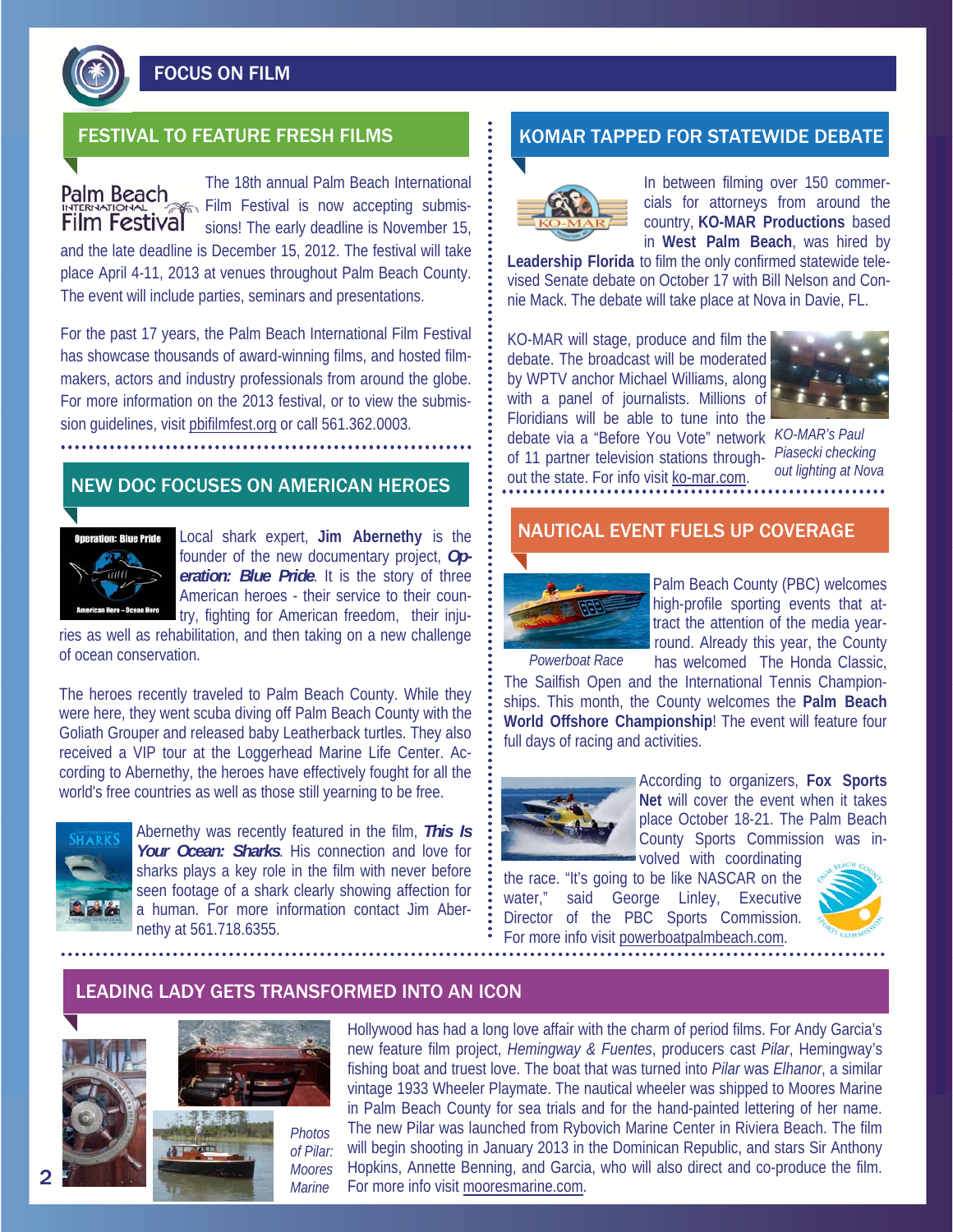# FOCUS ON FILM

## FESTIVAL TO FEATURE FRESH FILMS

The 18th annual Palm Beach International Film Festival is now accepting submissions! The early deadline is November 15, and the late deadline is December 15, 2012. The festival will take place April 4-11, 2013 at venues throughout Palm Beach County. The event will include parties, seminars and presentations.

For the past 17 years, the Palm Beach International Film Festival has showcase thousands of award-winning films, and hosted filmmakers, actors and industry professionals from around the globe. For more information on the 2013 festival, or to view the submission guidelines, visit pbifilmfest.org or call 561.362.0003.

## NEW DOC FOCUSES ON AMERICAN HEROES

Local shark expert, **Jim Abernethy** is the founder of the new documentary project, ***Operation: Blue Pride***. It is the story of three American heroes - their service to their country, fighting for American freedom, their injuries as well as rehabilitation, and then taking on a new challenge of ocean conservation.

The heroes recently traveled to Palm Beach County. While they were here, they went scuba diving off Palm Beach County with the Goliath Grouper and released baby Leatherback turtles. They also received a VIP tour at the Loggerhead Marine Life Center. According to Abernethy, the heroes have effectively fought for all the world's free countries as well as those still yearning to be free.

Abernethy was recently featured in the film, ***This Is Your Ocean: Sharks***. His connection and love for sharks plays a key role in the film with never before seen footage of a shark clearly showing affection for a human. For more information contact Jim Abernethy at 561.718.6355.

## KOMAR TAPPED FOR STATEWIDE DEBATE

In between filming over 150 commercials for attorneys from around the country, **KO-MAR Productions** based in **West Palm Beach**, was hired by **Leadership Florida** to film the only confirmed statewide televised Senate debate on October 17 with Bill Nelson and Connie Mack. The debate will take place at Nova in Davie, FL.

KO-MAR will stage, produce and film the debate. The broadcast will be moderated by WPTV anchor Michael Williams, along with a panel of journalists. Millions of Floridians will be able to tune into the debate via a "Before You Vote" network of 11 partner television stations throughout the state. For info visit ko-mar.com.

*KO-MAR's Paul Piasecki checking out lighting at Nova*

## NAUTICAL EVENT FUELS UP COVERAGE

*Powerboat Race*

Palm Beach County (PBC) welcomes high-profile sporting events that attract the attention of the media year-round. Already this year, the County has welcomed The Honda Classic, The Sailfish Open and the International Tennis Championships. This month, the County welcomes the **Palm Beach World Offshore Championship**! The event will feature four full days of racing and activities.

According to organizers, **Fox Sports Net** will cover the event when it takes place October 18-21. The Palm Beach County Sports Commission was involved with coordinating the race. "It's going to be like NASCAR on the water," said George Linley, Executive Director of the PBC Sports Commission. For more info visit powerboatpalmbeach.com.

## LEADING LADY GETS TRANSFORMED INTO AN ICON

*Photos of Pilar: Moores Marine*

Hollywood has had a long love affair with the charm of period films. For Andy Garcia's new feature film project, *Hemingway & Fuentes*, producers cast *Pilar*, Hemingway's fishing boat and truest love. The boat that was turned into *Pilar* was *Elhanor*, a similar vintage 1933 Wheeler Playmate. The nautical wheeler was shipped to Moores Marine in Palm Beach County for sea trials and for the hand-painted lettering of her name. The new Pilar was launched from Rybovich Marine Center in Riviera Beach. The film will begin shooting in January 2013 in the Dominican Republic, and stars Sir Anthony Hopkins, Annette Benning, and Garcia, who will also direct and co-produce the film. For more info visit mooresmarine.com.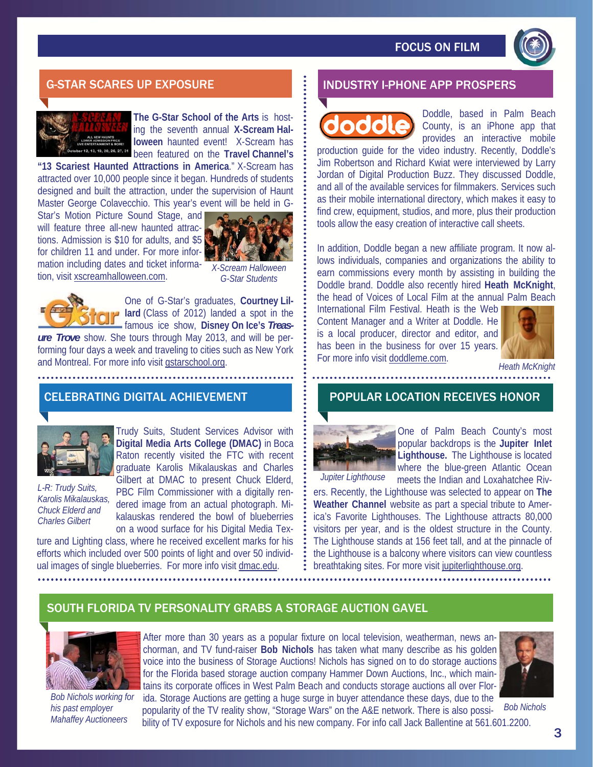## G-STAR SCARES UP EXPOSURE

**The G-Star School of the Arts** is hosting the seventh annual **X-Scream Halloween** haunted event! X-Scream has been featured on the **Travel Channel's "13 Scariest Haunted Attractions in America**." X-Scream has attracted over 10,000 people since it began. Hundreds of students designed and built the attraction, under the supervision of Haunt Master George Colavecchio. This year's event will be held in G-Star's Motion Picture Sound Stage, and will feature three all-new haunted attractions. Admission is $10 for adults, and $5 for children 11 and under. For more information including dates and ticket information, visit xscreamhalloween.com.

*X-Scream Halloween G-Star Students*

One of G-Star's graduates, **Courtney Lillard** (Class of 2012) landed a spot in the famous ice show, **Disney On Ice's *Treasure Trove*** show. She tours through May 2013, and will be performing four days a week and traveling to cities such as New York and Montreal. For more info visit gstarschool.org.

## CELEBRATING DIGITAL ACHIEVEMENT

Trudy Suits, Student Services Advisor with **Digital Media Arts College (DMAC)** in Boca Raton recently visited the FTC with recent graduate Karolis Mikalauskas and Charles Gilbert at DMAC to present Chuck Elderd, PBC Film Commissioner with a digitally rendered image from an actual photograph. Mikalauskas rendered the bowl of blueberries on a wood surface for his Digital Media Texture and Lighting class, where he received excellent marks for his efforts which included over 500 points of light and over 50 individual images of single blueberries. For more info visit dmac.edu.

*L-R: Trudy Suits, Karolis Mikalauskas, Chuck Elderd and Charles Gilbert*

## INDUSTRY I-PHONE APP PROSPERS

Doddle, based in Palm Beach County, is an iPhone app that provides an interactive mobile production guide for the video industry. Recently, Doddle's Jim Robertson and Richard Kwiat were interviewed by Larry Jordan of Digital Production Buzz. They discussed Doddle, and all of the available services for filmmakers. Services such as their mobile international directory, which makes it easy to find crew, equipment, studios, and more, plus their production tools allow the easy creation of interactive call sheets.

In addition, Doddle began a new affiliate program. It now allows individuals, companies and organizations the ability to earn commissions every month by assisting in building the Doddle brand. Doddle also recently hired **Heath McKnight**, the head of Voices of Local Film at the annual Palm Beach International Film Festival. Heath is the Web Content Manager and a Writer at Doddle. He is a local producer, director and editor, and has been in the business for over 15 years. For more info visit doddleme.com.

*Heath McKnight*

## POPULAR LOCATION RECEIVES HONOR

One of Palm Beach County's most popular backdrops is the **Jupiter Inlet Lighthouse.** The Lighthouse is located where the blue-green Atlantic Ocean meets the Indian and Loxahatchee Rivers. Recently, the Lighthouse was selected to appear on **The Weather Channel** website as part a special tribute to America's Favorite Lighthouses. The Lighthouse attracts 80,000 visitors per year, and is the oldest structure in the County. The Lighthouse stands at 156 feet tall, and at the pinnacle of the Lighthouse is a balcony where visitors can view countless breathtaking sites. For more visit jupiterlighthouse.org.

*Jupiter Lighthouse*

## SOUTH FLORIDA TV PERSONALITY GRABS A STORAGE AUCTION GAVEL

After more than 30 years as a popular fixture on local television, weatherman, news anchorman, and TV fund-raiser **Bob Nichols** has taken what many describe as his golden voice into the business of Storage Auctions! Nichols has signed on to do storage auctions for the Florida based storage auction company Hammer Down Auctions, Inc., which maintains its corporate offices in West Palm Beach and conducts storage auctions all over Florida. Storage Auctions are getting a huge surge in buyer attendance these days, due to the popularity of the TV reality show, "Storage Wars" on the A&E network. There is also possibility of TV exposure for Nichols and his new company. For info call Jack Ballentine at 561.601.2200.

*Bob Nichols working for his past employer Mahaffey Auctioneers*

*Bob Nichols*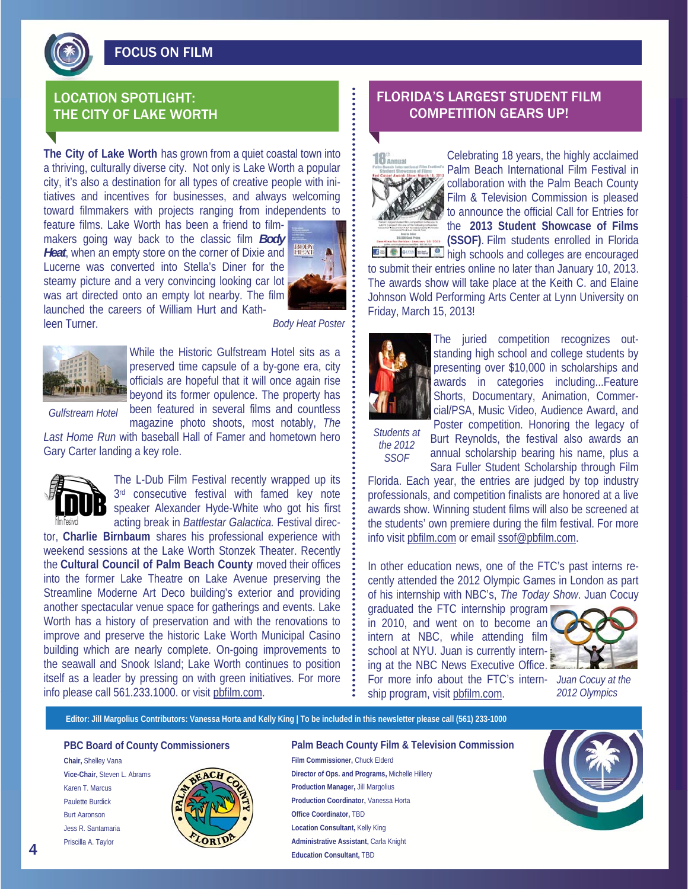# FOCUS ON FILM

## LOCATION SPOTLIGHT: THE CITY OF LAKE WORTH

**The City of Lake Worth** has grown from a quiet coastal town into a thriving, culturally diverse city. Not only is Lake Worth a popular city, it's also a destination for all types of creative people with initiatives and incentives for businesses, and always welcoming toward filmmakers with projects ranging from independents to feature films. Lake Worth has been a friend to filmmakers going way back to the classic film ***Body Heat***, when an empty store on the corner of Dixie and Lucerne was converted into Stella's Diner for the steamy picture and a very convincing looking car lot was art directed onto an empty lot nearby. The film launched the careers of William Hurt and Kathleen Turner.

*Body Heat Poster*

While the Historic Gulfstream Hotel sits as a preserved time capsule of a by-gone era, city officials are hopeful that it will once again rise beyond its former opulence. The property has been featured in several films and countless magazine photo shoots, most notably, *The Last Home Run* with baseball Hall of Famer and hometown hero Gary Carter landing a key role.

*Gulfstream Hotel*

The L-Dub Film Festival recently wrapped up its 3rd consecutive festival with famed key note speaker Alexander Hyde-White who got his first acting break in *Battlestar Galactica.* Festival director, **Charlie Birnbaum** shares his professional experience with weekend sessions at the Lake Worth Stonzek Theater. Recently the **Cultural Council of Palm Beach County** moved their offices into the former Lake Theatre on Lake Avenue preserving the Streamline Moderne Art Deco building's exterior and providing another spectacular venue space for gatherings and events. Lake Worth has a history of preservation and with the renovations to improve and preserve the historic Lake Worth Municipal Casino building which are nearly complete. On-going improvements to the seawall and Snook Island; Lake Worth continues to position itself as a leader by pressing on with green initiatives. For more info please call 561.233.1000. or visit pbfilm.com.

## FLORIDA'S LARGEST STUDENT FILM COMPETITION GEARS UP!

Celebrating 18 years, the highly acclaimed Palm Beach International Film Festival in collaboration with the Palm Beach County Film & Television Commission is pleased to announce the official Call for Entries for the **2013 Student Showcase of Films (SSOF)**. Film students enrolled in Florida high schools and colleges are encouraged to submit their entries online no later than January 10, 2013. The awards show will take place at the Keith C. and Elaine Johnson Wold Performing Arts Center at Lynn University on Friday, March 15, 2013!

The juried competition recognizes outstanding high school and college students by presenting over $10,000 in scholarships and awards in categories including...Feature Shorts, Documentary, Animation, Commercial/PSA, Music Video, Audience Award, and Poster competition. Honoring the legacy of Burt Reynolds, the festival also awards an annual scholarship bearing his name, plus a Sara Fuller Student Scholarship through Film Florida. Each year, the entries are judged by top industry professionals, and competition finalists are honored at a live awards show. Winning student films will also be screened at the students' own premiere during the film festival. For more info visit pbfilm.com or email ssof@pbfilm.com.

*Students at the 2012 SSOF*

In other education news, one of the FTC's past interns recently attended the 2012 Olympic Games in London as part of his internship with NBC's, *The Today Show*. Juan Cocuy graduated the FTC internship program in 2010, and went on to become an intern at NBC, while attending film school at NYU. Juan is currently interning at the NBC News Executive Office. For more info about the FTC's internship program, visit pbfilm.com.

*Juan Cocuy at the 2012 Olympics*

**Editor: Jill Margolius Contributors: Vanessa Horta and Kelly King | To be included in this newsletter please call (561) 233-1000**

### PBC Board of County Commissioners

**Chair,** Shelley Vana
**Vice-Chair,** Steven L. Abrams
Karen T. Marcus
Paulette Burdick
Burt Aaronson
Jess R. Santamaria
Priscilla A. Taylor

### Palm Beach County Film & Television Commission

**Film Commissioner,** Chuck Elderd
**Director of Ops. and Programs,** Michelle Hillery
**Production Manager,** Jill Margolius
**Production Coordinator,** Vanessa Horta
**Office Coordinator,** TBD
**Location Consultant,** Kelly King
**Administrative Assistant,** Carla Knight
**Education Consultant,** TBD